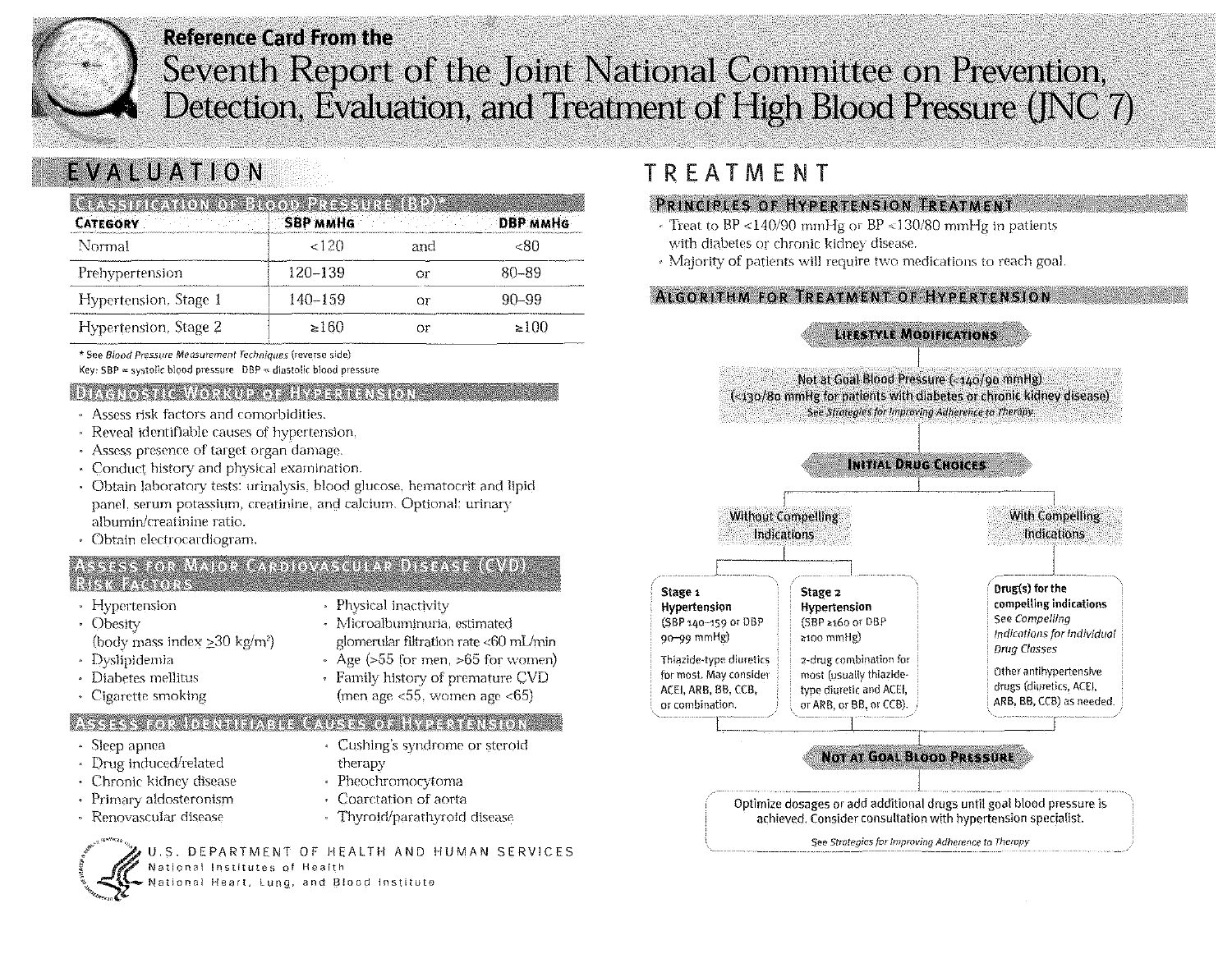Reference Card From the

# Seventh Report of the Joint National Committee on Prevention, Detection, Evaluation, and Treatment of High Blood Pressure (JNC 7)

## EVALUATION

### Classification of Blood Pressure (BP)*

| Category | SBP mmHg | | DBP mmHg |
|---|---|---|---|
| Normal | <120 | and | <80 |
| Prehypertension | 120–139 | or | 80–89 |
| Hypertension, Stage 1 | 140–159 | or | 90–99 |
| Hypertension, Stage 2 | ≥160 | or | ≥100 |

\* See *Blood Pressure Measurement Techniques* (reverse side)

Key: SBP = systolic blood pressure DBP = diastolic blood pressure

### Diagnostic Workup of Hypertension

- Assess risk factors and comorbidities.
- Reveal identifiable causes of hypertension.
- Assess presence of target organ damage.
- Conduct history and physical examination.
- Obtain laboratory tests: urinalysis, blood glucose, hematocrit and lipid panel, serum potassium, creatinine, and calcium. Optional: urinary albumin/creatinine ratio.
- Obtain electrocardiogram.

### Assess for Major Cardiovascular Disease (CVD) Risk Factors

- Hypertension
- Obesity (body mass index ≥30 kg/m²)
- Dyslipidemia
- Diabetes mellitus
- Cigarette smoking
- Physical inactivity
- Microalbuminuria, estimated glomerular filtration rate <60 mL/min
- Age (>55 for men, >65 for women)
- Family history of premature CVD (men age <55, women age <65)

### Assess for Identifiable Causes of Hypertension

- Sleep apnea
- Drug induced/related
- Chronic kidney disease
- Primary aldosteronism
- Renovascular disease
- Cushing's syndrome or steroid therapy
- Pheochromocytoma
- Coarctation of aorta
- Thyroid/parathyroid disease

U.S. DEPARTMENT OF HEALTH AND HUMAN SERVICES
National Institutes of Health
National Heart, Lung, and Blood Institute

## TREATMENT

### Principles of Hypertension Treatment

- Treat to BP <140/90 mmHg or BP <130/80 mmHg in patients with diabetes or chronic kidney disease.
- Majority of patients will require two medications to reach goal.

### Algorithm for Treatment of Hypertension

**Lifestyle Modifications**

↓

Not at Goal Blood Pressure (<140/90 mmHg) (<130/80 mmHg for patients with diabetes or chronic kidney disease)
*See Strategies for Improving Adherence to Therapy*

↓

**Initial Drug Choices**

- **Without Compelling Indications**
  - **Stage 1 Hypertension** (SBP 140–159 or DBP 90–99 mmHg): Thiazide-type diuretics for most. May consider ACEI, ARB, BB, CCB, or combination.
  - **Stage 2 Hypertension** (SBP ≥160 or DBP ≥100 mmHg): 2-drug combination for most (usually thiazide-type diuretic and ACEI, or ARB, or BB, or CCB).
- **With Compelling Indications**
  - **Drug(s) for the compelling indications**: See *Compelling Indications for Individual Drug Classes*. Other antihypertensive drugs (diuretics, ACEI, ARB, BB, CCB) as needed.

↓

**Not at Goal Blood Pressure**

↓

Optimize dosages or add additional drugs until goal blood pressure is achieved. Consider consultation with hypertension specialist.
*See Strategies for Improving Adherence to Therapy*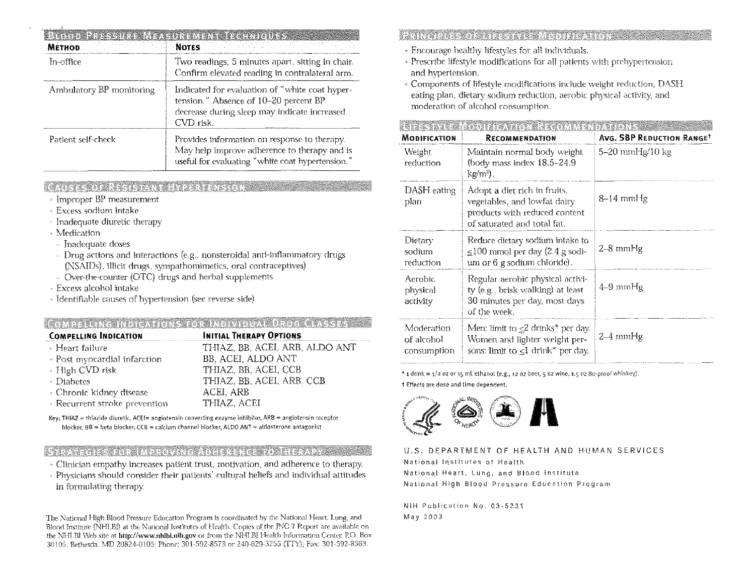## Blood Pressure Measurement Techniques

| Method | Notes |
|---|---|
| In-office | Two readings, 5 minutes apart, sitting in chair. Confirm elevated reading in contralateral arm. |
| Ambulatory BP monitoring | Indicated for evaluation of "white coat hypertension." Absence of 10–20 percent BP decrease during sleep may indicate increased CVD risk. |
| Patient self-check | Provides information on response to therapy. May help improve adherence to therapy and is useful for evaluating "white coat hypertension." |

## Causes of Resistant Hypertension

- Improper BP measurement
- Excess sodium intake
- Inadequate diuretic therapy
- Medication
  - Inadequate doses
  - Drug actions and interactions (e.g., nonsteroidal anti-inflammatory drugs (NSAIDs), illicit drugs, sympathomimetics, oral contraceptives)
  - Over-the-counter (OTC) drugs and herbal supplements
- Excess alcohol intake
- Identifiable causes of hypertension (see reverse side)

## Compelling Indications for Individual Drug Classes

| Compelling Indication | Initial Therapy Options |
|---|---|
| Heart failure | THIAZ, BB, ACEI, ARB, ALDO ANT |
| Post myocardial infarction | BB, ACEI, ALDO ANT |
| High CVD risk | THIAZ, BB, ACEI, CCB |
| Diabetes | THIAZ, BB, ACEI, ARB, CCB |
| Chronic kidney disease | ACEI, ARB |
| Recurrent stroke prevention | THIAZ, ACEI |

Key: THIAZ = thiazide diuretic, ACEI = angiotensin converting enzyme inhibitor, ARB = angiotensin receptor blocker, BB = beta blocker, CCB = calcium channel blocker, ALDO ANT = aldosterone antagonist

## Strategies for Improving Adherence to Therapy

- Clinician empathy increases patient trust, motivation, and adherence to therapy.
- Physicians should consider their patients' cultural beliefs and individual attitudes in formulating therapy.

The National High Blood Pressure Education Program is coordinated by the National Heart, Lung, and Blood Institute (NHLBI) at the National Institutes of Health. Copies of the JNC 7 Report are available on the NHLBI Web site at **http://www.nhlbi.nih.gov** or from the NHLBI Health Information Center, P.O. Box 30105, Bethesda, MD 20824-0105; Phone: 301-592-8573 or 240-629-3255 (TTY); Fax: 301-592-8563.

## Principles of Lifestyle Modification

- Encourage healthy lifestyles for all individuals.
- Prescribe lifestyle modifications for all patients with prehypertension and hypertension.
- Components of lifestyle modifications include weight reduction, DASH eating plan, dietary sodium reduction, aerobic physical activity, and moderation of alcohol consumption.

## Lifestyle Modification Recommendations

| Modification | Recommendation | Avg. SBP Reduction Range† |
|---|---|---|
| Weight reduction | Maintain normal body weight (body mass index 18.5–24.9 kg/m²). | 5–20 mmHg/10 kg |
| DASH eating plan | Adopt a diet rich in fruits, vegetables, and lowfat dairy products with reduced content of saturated and total fat. | 8–14 mmHg |
| Dietary sodium reduction | Reduce dietary sodium intake to ≤100 mmol per day (2.4 g sodium or 6 g sodium chloride). | 2–8 mmHg |
| Aerobic physical activity | Regular aerobic physical activity (e.g., brisk walking) at least 30 minutes per day, most days of the week. | 4–9 mmHg |
| Moderation of alcohol consumption | Men: limit to ≤2 drinks* per day. Women and lighter weight persons: limit to ≤1 drink* per day. | 2–4 mmHg |

* 1 drink = 1/2 oz or 15 mL ethanol (e.g., 12 oz beer, 5 oz wine, 1.5 oz 80-proof whiskey).

† Effects are dose and time dependent.

U.S. DEPARTMENT OF HEALTH AND HUMAN SERVICES

National Institutes of Health

National Heart, Lung, and Blood Institute

National High Blood Pressure Education Program

NIH Publication No. 03-5231

May 2003